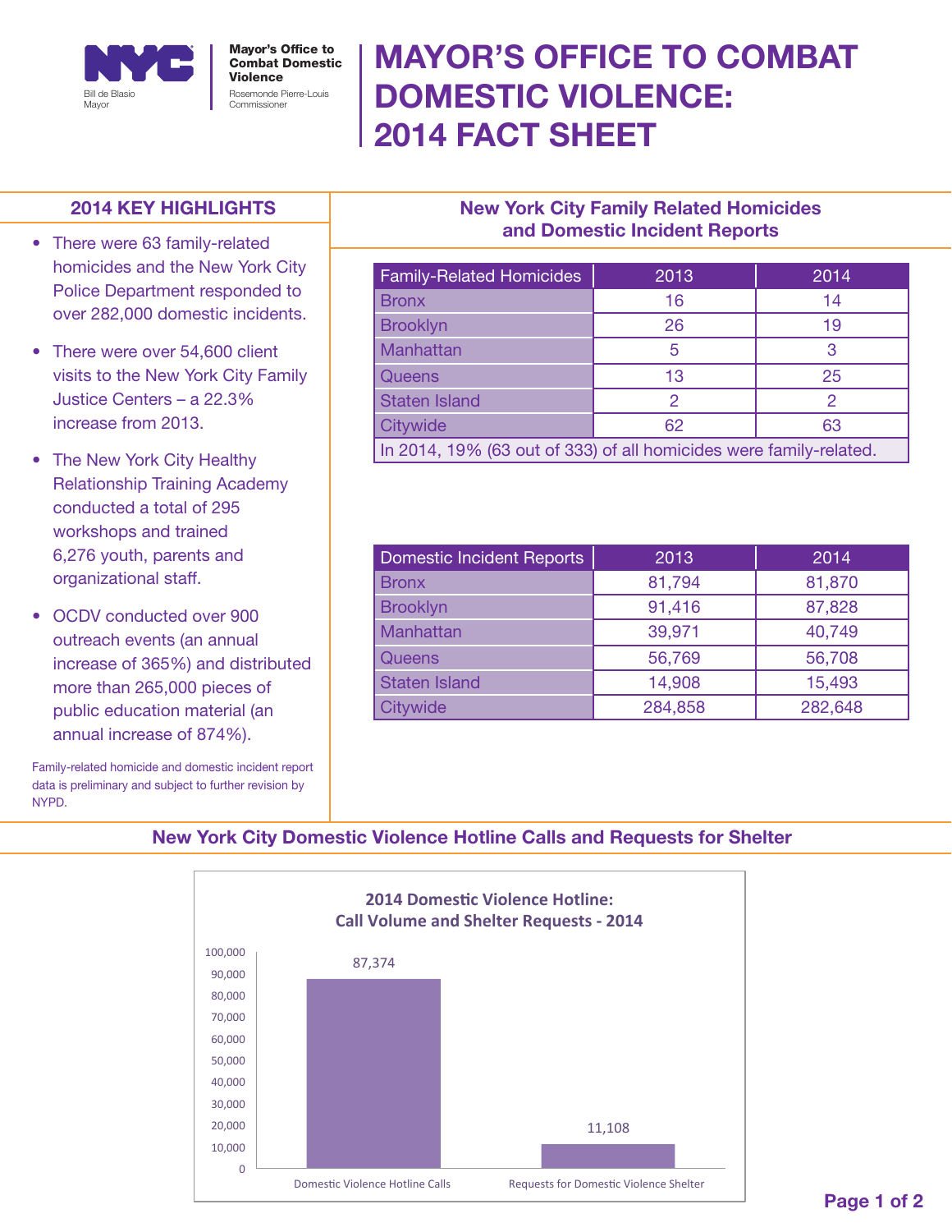Mayor's Office to Combat Domestic Violence

Bill de Blasio, Mayor

Rosemonde Pierre-Louis, Commissioner

# MAYOR'S OFFICE TO COMBAT DOMESTIC VIOLENCE: 2014 FACT SHEET

## 2014 KEY HIGHLIGHTS

- There were 63 family-related homicides and the New York City Police Department responded to over 282,000 domestic incidents.
- There were over 54,600 client visits to the New York City Family Justice Centers – a 22.3% increase from 2013.
- The New York City Healthy Relationship Training Academy conducted a total of 295 workshops and trained 6,276 youth, parents and organizational staff.
- OCDV conducted over 900 outreach events (an annual increase of 365%) and distributed more than 265,000 pieces of public education material (an annual increase of 874%).

Family-related homicide and domestic incident report data is preliminary and subject to further revision by NYPD.

## New York City Family Related Homicides and Domestic Incident Reports

| Family-Related Homicides | 2013 | 2014 |
|---|---|---|
| Bronx | 16 | 14 |
| Brooklyn | 26 | 19 |
| Manhattan | 5 | 3 |
| Queens | 13 | 25 |
| Staten Island | 2 | 2 |
| Citywide | 62 | 63 |
| In 2014, 19% (63 out of 333) of all homicides were family-related. | | |

| Domestic Incident Reports | 2013 | 2014 |
|---|---|---|
| Bronx | 81,794 | 81,870 |
| Brooklyn | 91,416 | 87,828 |
| Manhattan | 39,971 | 40,749 |
| Queens | 56,769 | 56,708 |
| Staten Island | 14,908 | 15,493 |
| Citywide | 284,858 | 282,648 |

## New York City Domestic Violence Hotline Calls and Requests for Shelter

**2014 Domestic Violence Hotline: Call Volume and Shelter Requests - 2014**

| Category | Count |
|---|---|
| Domestic Violence Hotline Calls | 87,374 |
| Requests for Domestic Violence Shelter | 11,108 |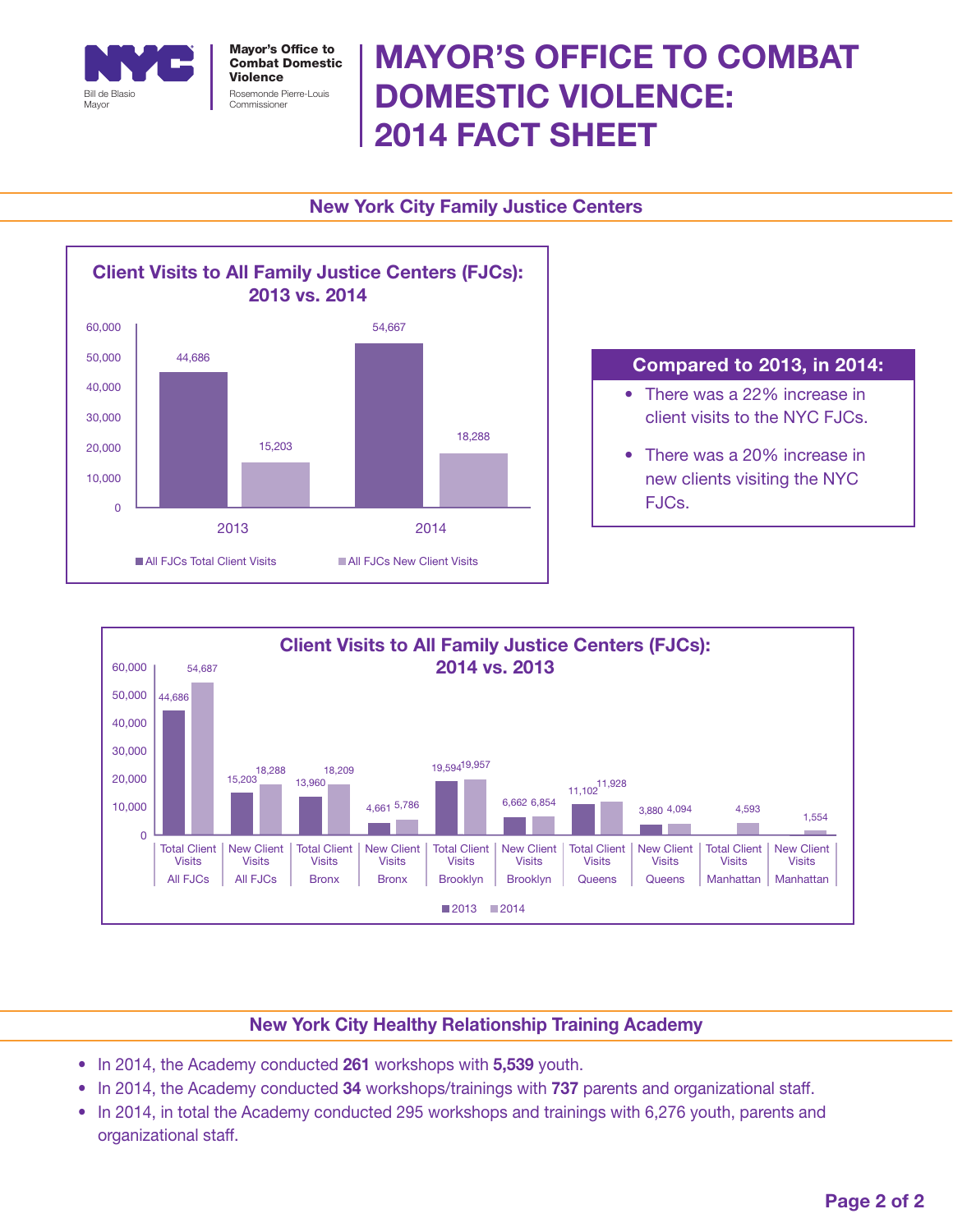Mayor's Office to Combat Domestic Violence

Rosemonde Pierre-Louis, Commissioner

Bill de Blasio, Mayor

# MAYOR'S OFFICE TO COMBAT DOMESTIC VIOLENCE: 2014 FACT SHEET

## New York City Family Justice Centers

**Client Visits to All Family Justice Centers (FJCs): 2013 vs. 2014**

60,000
50,000
40,000
30,000
20,000
10,000
0

2013: 44,686; 15,203
2014: 54,667; 18,288

All FJCs Total Client Visits
All FJCs New Client Visits

**Compared to 2013, in 2014:**

- There was a 22% increase in client visits to the NYC FJCs.
- There was a 20% increase in new clients visiting the NYC FJCs.

**Client Visits to All Family Justice Centers (FJCs): 2014 vs. 2013**

60,000
50,000
40,000
30,000
20,000
10,000
0

Total Client Visits, All FJCs: 44,686; 54,687
New Client Visits, All FJCs: 15,203; 18,288
Total Client Visits, Bronx: 13,960; 18,209
New Client Visits, Bronx: 4,661; 5,786
Total Client Visits, Brooklyn: 19,594; 19,957
New Client Visits, Brooklyn: 6,662; 6,854
Total Client Visits, Queens: 11,102; 11,928
New Client Visits, Queens: 3,880; 4,094
Total Client Visits, Manhattan: 4,593
New Client Visits, Manhattan: 1,554

2013
2014

## New York City Healthy Relationship Training Academy

- In 2014, the Academy conducted **261** workshops with **5,539** youth.
- In 2014, the Academy conducted **34** workshops/trainings with **737** parents and organizational staff.
- In 2014, in total the Academy conducted 295 workshops and trainings with 6,276 youth, parents and organizational staff.